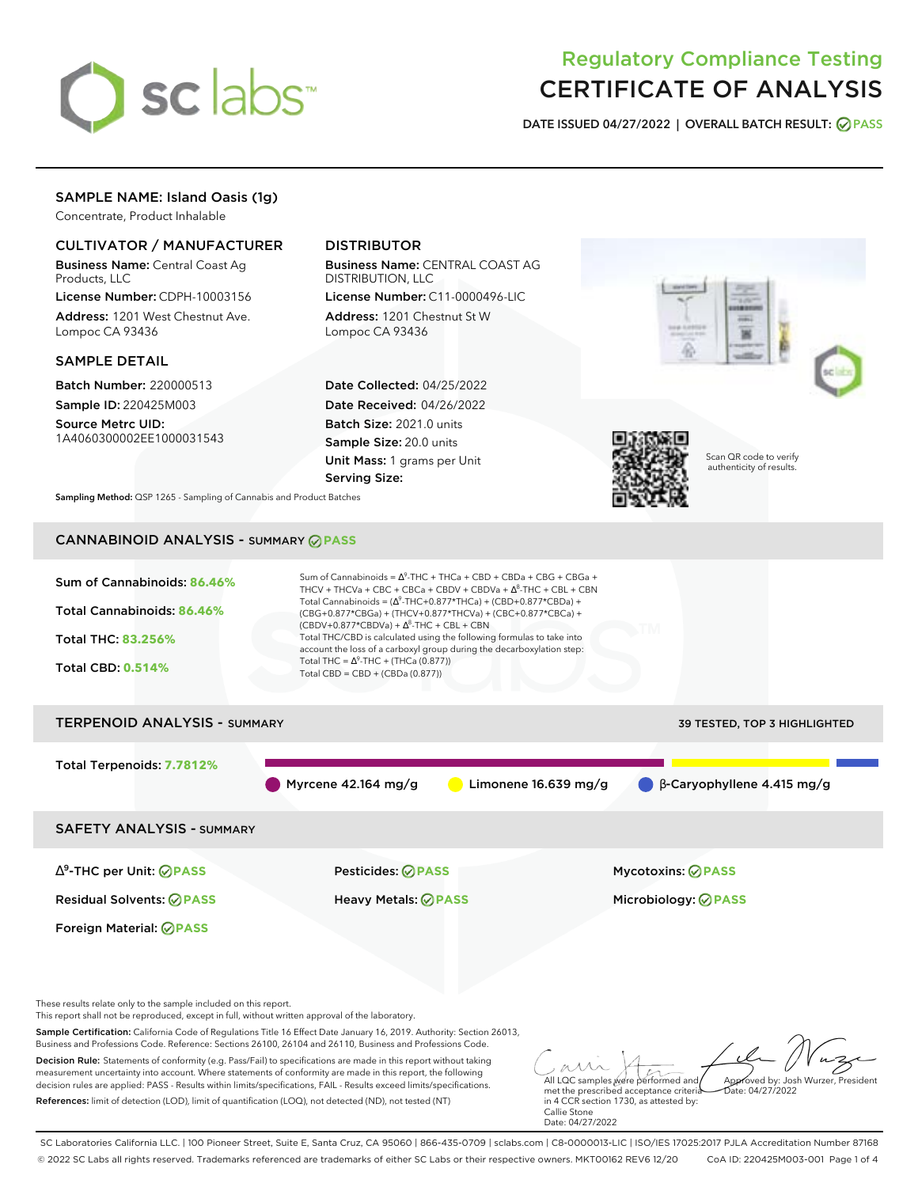# Regulatory Compliance Testing
# CERTIFICATE OF ANALYSIS

**DATE ISSUED** 04/27/2022 | **OVERALL BATCH RESULT:** PASS

## SAMPLE NAME: Island Oasis (1g)

Concentrate, Product Inhalable

### CULTIVATOR / MANUFACTURER

**Business Name:** Central Coast Ag Products, LLC

**License Number:** CDPH-10003156

**Address:** 1201 West Chestnut Ave. Lompoc CA 93436

### DISTRIBUTOR

**Business Name:** CENTRAL COAST AG DISTRIBUTION, LLC

**License Number:** C11-0000496-LIC

**Address:** 1201 Chestnut St W Lompoc CA 93436

### SAMPLE DETAIL

**Batch Number:** 220000513

**Sample ID:** 220425M003

**Source Metrc UID:** 1A4060300002EE1000031543

**Date Collected:** 04/25/2022

**Date Received:** 04/26/2022

**Batch Size:** 2021.0 units

**Sample Size:** 20.0 units

**Unit Mass:** 1 grams per Unit

**Serving Size:**

Scan QR code to verify authenticity of results.

**Sampling Method:** QSP 1265 - Sampling of Cannabis and Product Batches

## CANNABINOID ANALYSIS - SUMMARY PASS

Sum of Cannabinoids: **86.46%**

Total Cannabinoids: **86.46%**

Total THC: **83.256%**

Total CBD: **0.514%**

Sum of Cannabinoids = $\Delta^9$-THC + THCa + CBD + CBDa + CBG + CBGa + THCV + THCVa + CBC + CBCa + CBDV + CBDVa + $\Delta^8$-THC + CBL + CBN

Total Cannabinoids = ($\Delta^9$-THC+0.877*THCa) + (CBD+0.877*CBDa) + (CBG+0.877*CBGa) + (THCV+0.877*THCVa) + (CBC+0.877*CBCa) + (CBDV+0.877*CBDVa) + $\Delta^8$-THC + CBL + CBN

Total THC/CBD is calculated using the following formulas to take into account the loss of a carboxyl group during the decarboxylation step:

Total THC = $\Delta^9$-THC + (THCa (0.877))

Total CBD = CBD + (CBDa (0.877))

## TERPENOID ANALYSIS - SUMMARY

39 TESTED, TOP 3 HIGHLIGHTED

Total Terpenoids: **7.7812%**

Myrcene 42.164 mg/g | Limonene 16.639 mg/g | β-Caryophyllene 4.415 mg/g

## SAFETY ANALYSIS - SUMMARY

| | | |
|---|---|---|
| $\Delta^9$-THC per Unit: PASS | Pesticides: PASS | Mycotoxins: PASS |
| Residual Solvents: PASS | Heavy Metals: PASS | Microbiology: PASS |
| Foreign Material: PASS | | |

These results relate only to the sample included on this report.
This report shall not be reproduced, except in full, without written approval of the laboratory.

**Sample Certification:** California Code of Regulations Title 16 Effect Date January 16, 2019. Authority: Section 26013, Business and Professions Code. Reference: Sections 26100, 26104 and 26110, Business and Professions Code.

**Decision Rule:** Statements of conformity (e.g. Pass/Fail) to specifications are made in this report without taking measurement uncertainty into account. Where statements of conformity are made in this report, the following decision rules are applied: PASS - Results within limits/specifications, FAIL - Results exceed limits/specifications.

**References:** limit of detection (LOD), limit of quantification (LOQ), not detected (ND), not tested (NT)

All LQC samples were performed and met the prescribed acceptance criteria in 4 CCR section 1730, as attested by: Callie Stone
Date: 04/27/2022

Approved by: Josh Wurzer, President
Date: 04/27/2022

SC Laboratories California LLC. | 100 Pioneer Street, Suite E, Santa Cruz, CA 95060 | 866-435-0709 | sclabs.com | C8-0000013-LIC | ISO/IES 17025:2017 PJLA Accreditation Number 87168
© 2022 SC Labs all rights reserved. Trademarks referenced are trademarks of either SC Labs or their respective owners. MKT00162 REV6 12/20 CoA ID: 220425M003-001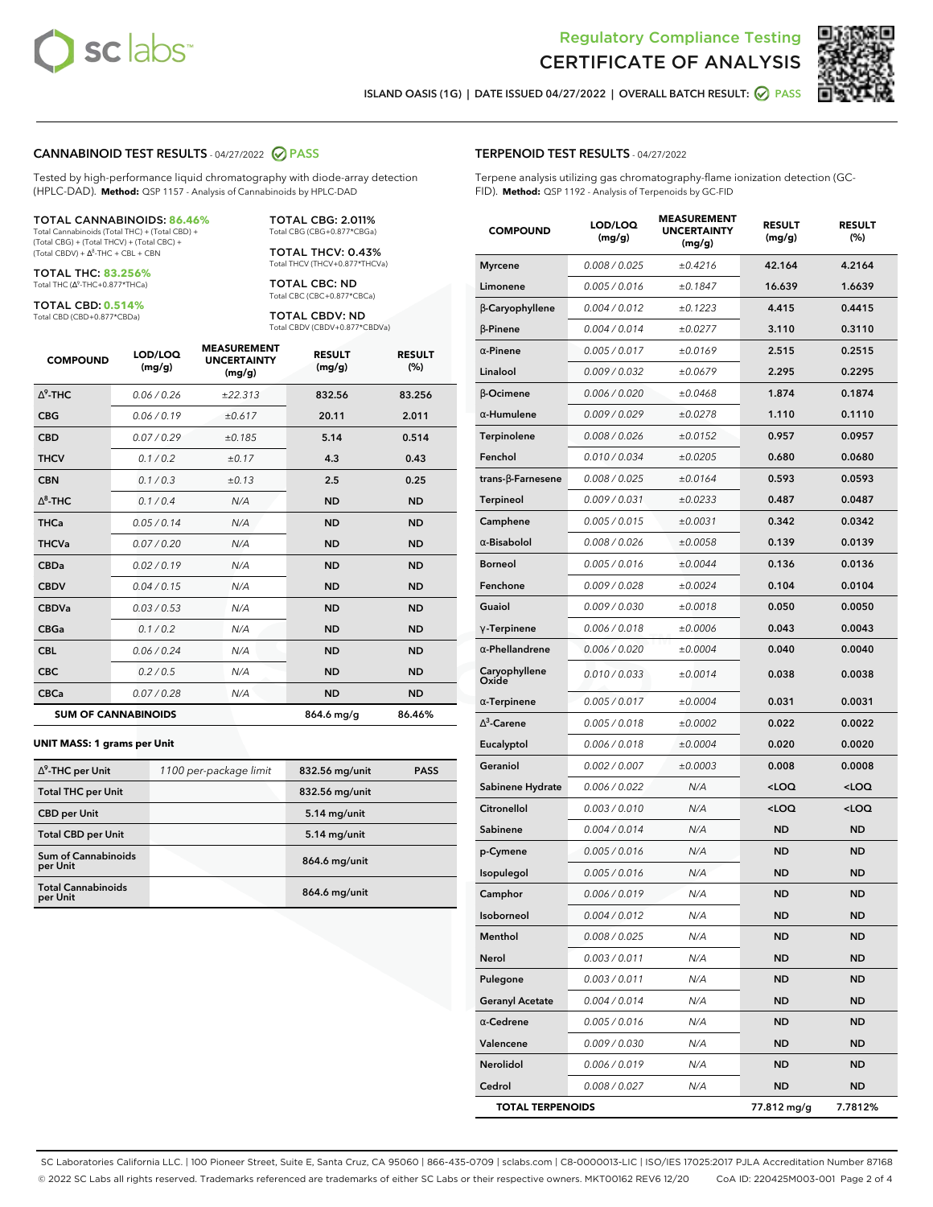# Regulatory Compliance Testing
# CERTIFICATE OF ANALYSIS

ISLAND OASIS (1G) | DATE ISSUED 04/27/2022 | OVERALL BATCH RESULT: PASS

## CANNABINOID TEST RESULTS - 04/27/2022 PASS

Tested by high-performance liquid chromatography with diode-array detection (HPLC-DAD). **Method:** QSP 1157 - Analysis of Cannabinoids by HPLC-DAD

**TOTAL CANNABINOIDS: 86.46%**
Total Cannabinoids (Total THC) + (Total CBD) + (Total CBG) + (Total THCV) + (Total CBC) + (Total CBDV) + $\Delta^8$-THC + CBL + CBN

**TOTAL THC: 83.256%**
Total THC ($\Delta^9$-THC+0.877*THCa)

**TOTAL CBD: 0.514%**
Total CBD (CBD+0.877*CBDa)

**TOTAL CBG: 2.011%**
Total CBG (CBG+0.877*CBGa)

**TOTAL THCV: 0.43%**
Total THCV (THCV+0.877*THCVa)

**TOTAL CBC: ND**
Total CBC (CBC+0.877*CBCa)

**TOTAL CBDV: ND**
Total CBDV (CBDV+0.877*CBDVa)

| COMPOUND | LOD/LOQ (mg/g) | MEASUREMENT UNCERTAINTY (mg/g) | RESULT (mg/g) | RESULT (%) |
|---|---|---|---|---|
| $\Delta^9$-THC | 0.06 / 0.26 | ±22.313 | 832.56 | 83.256 |
| CBG | 0.06 / 0.19 | ±0.617 | 20.11 | 2.011 |
| CBD | 0.07 / 0.29 | ±0.185 | 5.14 | 0.514 |
| THCV | 0.1 / 0.2 | ±0.17 | 4.3 | 0.43 |
| CBN | 0.1 / 0.3 | ±0.13 | 2.5 | 0.25 |
| $\Delta^8$-THC | 0.1 / 0.4 | N/A | ND | ND |
| THCa | 0.05 / 0.14 | N/A | ND | ND |
| THCVa | 0.07 / 0.20 | N/A | ND | ND |
| CBDa | 0.02 / 0.19 | N/A | ND | ND |
| CBDV | 0.04 / 0.15 | N/A | ND | ND |
| CBDVa | 0.03 / 0.53 | N/A | ND | ND |
| CBGa | 0.1 / 0.2 | N/A | ND | ND |
| CBL | 0.06 / 0.24 | N/A | ND | ND |
| CBC | 0.2 / 0.5 | N/A | ND | ND |
| CBCa | 0.07 / 0.28 | N/A | ND | ND |
| **SUM OF CANNABINOIDS** | | | 864.6 mg/g | 86.46% |

**UNIT MASS: 1 grams per Unit**

| | | | |
|---|---|---|---|
| $\Delta^9$-THC per Unit | 1100 per-package limit | 832.56 mg/unit | PASS |
| Total THC per Unit | | 832.56 mg/unit | |
| CBD per Unit | | 5.14 mg/unit | |
| Total CBD per Unit | | 5.14 mg/unit | |
| Sum of Cannabinoids per Unit | | 864.6 mg/unit | |
| Total Cannabinoids per Unit | | 864.6 mg/unit | |

## TERPENOID TEST RESULTS - 04/27/2022

Terpene analysis utilizing gas chromatography-flame ionization detection (GC-FID). **Method:** QSP 1192 - Analysis of Terpenoids by GC-FID

| COMPOUND | LOD/LOQ (mg/g) | MEASUREMENT UNCERTAINTY (mg/g) | RESULT (mg/g) | RESULT (%) |
|---|---|---|---|---|
| Myrcene | 0.008 / 0.025 | ±0.4216 | 42.164 | 4.2164 |
| Limonene | 0.005 / 0.016 | ±0.1847 | 16.639 | 1.6639 |
| β-Caryophyllene | 0.004 / 0.012 | ±0.1223 | 4.415 | 0.4415 |
| β-Pinene | 0.004 / 0.014 | ±0.0277 | 3.110 | 0.3110 |
| α-Pinene | 0.005 / 0.017 | ±0.0169 | 2.515 | 0.2515 |
| Linalool | 0.009 / 0.032 | ±0.0679 | 2.295 | 0.2295 |
| β-Ocimene | 0.006 / 0.020 | ±0.0468 | 1.874 | 0.1874 |
| α-Humulene | 0.009 / 0.029 | ±0.0278 | 1.110 | 0.1110 |
| Terpinolene | 0.008 / 0.026 | ±0.0152 | 0.957 | 0.0957 |
| Fenchol | 0.010 / 0.034 | ±0.0205 | 0.680 | 0.0680 |
| trans-β-Farnesene | 0.008 / 0.025 | ±0.0164 | 0.593 | 0.0593 |
| Terpineol | 0.009 / 0.031 | ±0.0233 | 0.487 | 0.0487 |
| Camphene | 0.005 / 0.015 | ±0.0031 | 0.342 | 0.0342 |
| α-Bisabolol | 0.008 / 0.026 | ±0.0058 | 0.139 | 0.0139 |
| Borneol | 0.005 / 0.016 | ±0.0044 | 0.136 | 0.0136 |
| Fenchone | 0.009 / 0.028 | ±0.0024 | 0.104 | 0.0104 |
| Guaiol | 0.009 / 0.030 | ±0.0018 | 0.050 | 0.0050 |
| γ-Terpinene | 0.006 / 0.018 | ±0.0006 | 0.043 | 0.0043 |
| α-Phellandrene | 0.006 / 0.020 | ±0.0004 | 0.040 | 0.0040 |
| Caryophyllene Oxide | 0.010 / 0.033 | ±0.0014 | 0.038 | 0.0038 |
| α-Terpinene | 0.005 / 0.017 | ±0.0004 | 0.031 | 0.0031 |
| $\Delta^3$-Carene | 0.005 / 0.018 | ±0.0002 | 0.022 | 0.0022 |
| Eucalyptol | 0.006 / 0.018 | ±0.0004 | 0.020 | 0.0020 |
| Geraniol | 0.002 / 0.007 | ±0.0003 | 0.008 | 0.0008 |
| Sabinene Hydrate | 0.006 / 0.022 | N/A | <LOQ | <LOQ |
| Citronellol | 0.003 / 0.010 | N/A | <LOQ | <LOQ |
| Sabinene | 0.004 / 0.014 | N/A | ND | ND |
| p-Cymene | 0.005 / 0.016 | N/A | ND | ND |
| Isopulegol | 0.005 / 0.016 | N/A | ND | ND |
| Camphor | 0.006 / 0.019 | N/A | ND | ND |
| Isoborneol | 0.004 / 0.012 | N/A | ND | ND |
| Menthol | 0.008 / 0.025 | N/A | ND | ND |
| Nerol | 0.003 / 0.011 | N/A | ND | ND |
| Pulegone | 0.003 / 0.011 | N/A | ND | ND |
| Geranyl Acetate | 0.004 / 0.014 | N/A | ND | ND |
| α-Cedrene | 0.005 / 0.016 | N/A | ND | ND |
| Valencene | 0.009 / 0.030 | N/A | ND | ND |
| Nerolidol | 0.006 / 0.019 | N/A | ND | ND |
| Cedrol | 0.008 / 0.027 | N/A | ND | ND |
| **TOTAL TERPENOIDS** | | | 77.812 mg/g | 7.7812% |

SC Laboratories California LLC. | 100 Pioneer Street, Suite E, Santa Cruz, CA 95060 | 866-435-0709 | sclabs.com | C8-0000013-LIC | ISO/IES 17025:2017 PJLA Accreditation Number 87168
© 2022 SC Labs all rights reserved. Trademarks referenced are trademarks of either SC Labs or their respective owners. MKT00162 REV6 12/20 CoA ID: 220425M003-001